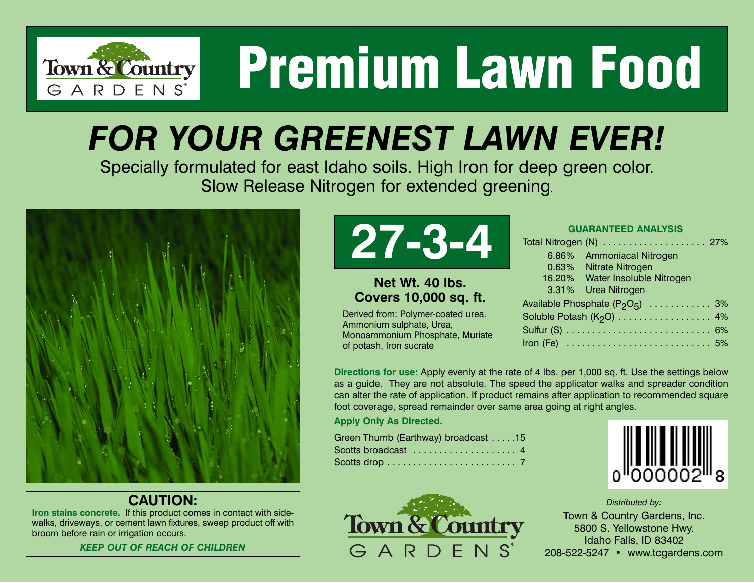# Premium Lawn Food

Town & Country GARDENS®

## FOR YOUR GREENEST LAWN EVER!

Specially formulated for east Idaho soils. High Iron for deep green color.
Slow Release Nitrogen for extended greening.

## 27-3-4

**Net Wt. 40 lbs.**
**Covers 10,000 sq. ft.**

Derived from: Polymer-coated urea. Ammonium sulphate, Urea, Monoammonium Phosphate, Muriate of potash, Iron sucrate

### GUARANTEED ANALYSIS

| | |
|---|---|
| Total Nitrogen (N) | 27% |
| 6.86% Ammoniacal Nitrogen | |
| 0.63% Nitrate Nitrogen | |
| 16.20% Water Insoluble Nitrogen | |
| 3.31% Urea Nitrogen | |
| Available Phosphate ($P_2O_5$) | 3% |
| Soluble Potash ($K_2O$) | 4% |
| Sulfur (S) | 6% |
| Iron (Fe) | 5% |

**Directions for use:** Apply evenly at the rate of 4 lbs. per 1,000 sq. ft. Use the settings below as a guide. They are not absolute. The speed the applicator walks and spreader condition can alter the rate of application. If product remains after application to recommended square foot coverage, spread remainder over same area going at right angles.

**Apply Only As Directed.**

| | |
|---|---|
| Green Thumb (Earthway) broadcast | 15 |
| Scotts broadcast | 4 |
| Scotts drop | 7 |

0 000002 8

### CAUTION:

**Iron stains concrete.** If this product comes in contact with sidewalks, driveways, or cement lawn fixtures, sweep product off with broom before rain or irrigation occurs.

***KEEP OUT OF REACH OF CHILDREN***

Town & Country GARDENS®

*Distributed by:*
Town & Country Gardens, Inc.
5800 S. Yellowstone Hwy.
Idaho Falls, ID 83402
208-522-5247 • www.tcgardens.com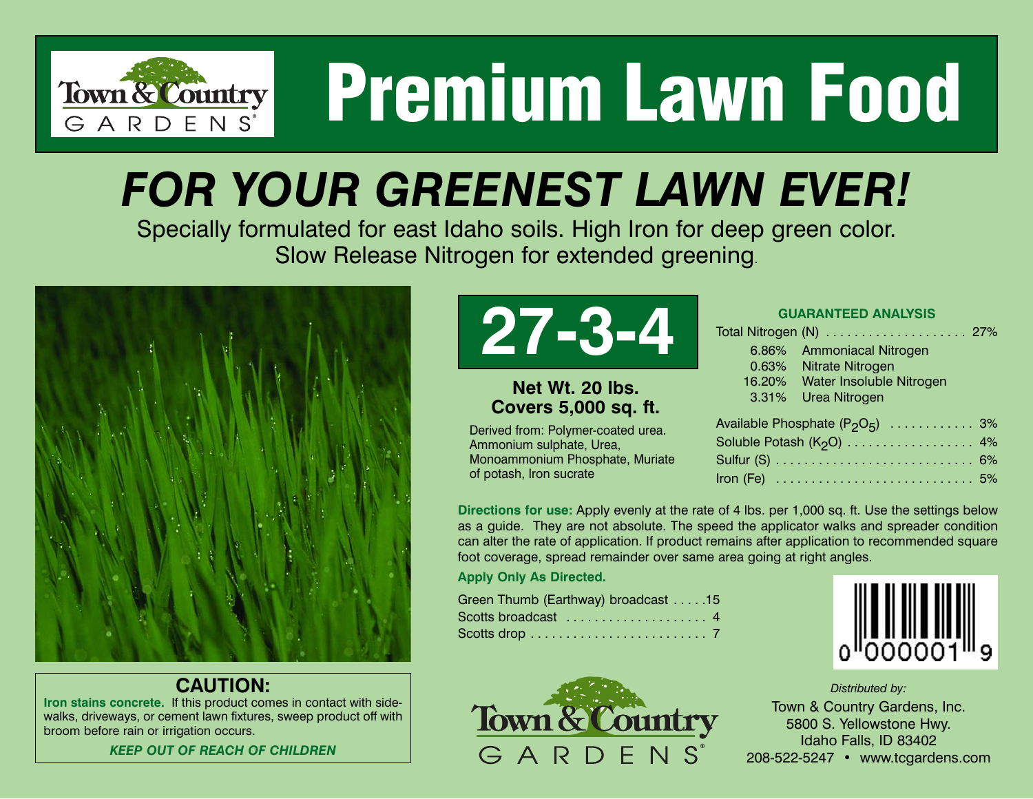# Premium Lawn Food

Town & Country GARDENS®

## FOR YOUR GREENEST LAWN EVER!

Specially formulated for east Idaho soils. High Iron for deep green color. Slow Release Nitrogen for extended greening.

# 27-3-4

**Net Wt. 20 lbs.**
**Covers 5,000 sq. ft.**

Derived from: Polymer-coated urea. Ammonium sulphate, Urea, Monoammonium Phosphate, Muriate of potash, Iron sucrate

### GUARANTEED ANALYSIS

| | |
|---|---|
| Total Nitrogen (N) | 27% |
| 6.86% Ammoniacal Nitrogen | |
| 0.63% Nitrate Nitrogen | |
| 16.20% Water Insoluble Nitrogen | |
| 3.31% Urea Nitrogen | |
| Available Phosphate ($P_2O_5$) | 3% |
| Soluble Potash ($K_2O$) | 4% |
| Sulfur (S) | 6% |
| Iron (Fe) | 5% |

**Directions for use:** Apply evenly at the rate of 4 lbs. per 1,000 sq. ft. Use the settings below as a guide. They are not absolute. The speed the applicator walks and spreader condition can alter the rate of application. If product remains after application to recommended square foot coverage, spread remainder over same area going at right angles.

**Apply Only As Directed.**

| | |
|---|---|
| Green Thumb (Earthway) broadcast | 15 |
| Scotts broadcast | 4 |
| Scotts drop | 7 |

0 000001 9

### CAUTION:

**Iron stains concrete.** If this product comes in contact with sidewalks, driveways, or cement lawn fixtures, sweep product off with broom before rain or irrigation occurs.

***KEEP OUT OF REACH OF CHILDREN***

Town & Country GARDENS®

*Distributed by:*
Town & Country Gardens, Inc.
5800 S. Yellowstone Hwy.
Idaho Falls, ID 83402
208-522-5247 • www.tcgardens.com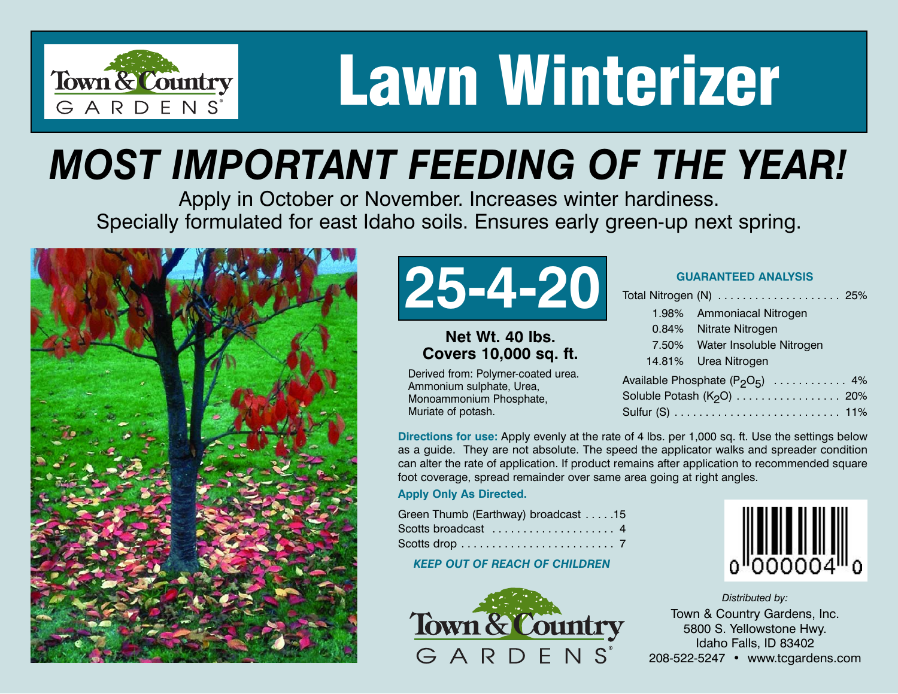Town & Country GARDENS

# Lawn Winterizer

## *MOST IMPORTANT FEEDING OF THE YEAR!*

Apply in October or November. Increases winter hardiness.
Specially formulated for east Idaho soils. Ensures early green-up next spring.

# 25-4-20

**Net Wt. 40 lbs.**
**Covers 10,000 sq. ft.**

Derived from: Polymer-coated urea. Ammonium sulphate, Urea, Monoammonium Phosphate, Muriate of potash.

### GUARANTEED ANALYSIS

| | |
|---|---|
| Total Nitrogen (N) | 25% |
| 1.98% Ammoniacal Nitrogen | |
| 0.84% Nitrate Nitrogen | |
| 7.50% Water Insoluble Nitrogen | |
| 14.81% Urea Nitrogen | |
| Available Phosphate ($P_2O_5$) | 4% |
| Soluble Potash ($K_2O$) | 20% |
| Sulfur (S) | 11% |

**Directions for use:** Apply evenly at the rate of 4 lbs. per 1,000 sq. ft. Use the settings below as a guide. They are not absolute. The speed the applicator walks and spreader condition can alter the rate of application. If product remains after application to recommended square foot coverage, spread remainder over same area going at right angles.

**Apply Only As Directed.**

| | |
|---|---|
| Green Thumb (Earthway) broadcast | 15 |
| Scotts broadcast | 4 |
| Scotts drop | 7 |

***KEEP OUT OF REACH OF CHILDREN***

0 000004 0

Town & Country GARDENS

*Distributed by:*
Town & Country Gardens, Inc.
5800 S. Yellowstone Hwy.
Idaho Falls, ID 83402
208-522-5247 • www.tcgardens.com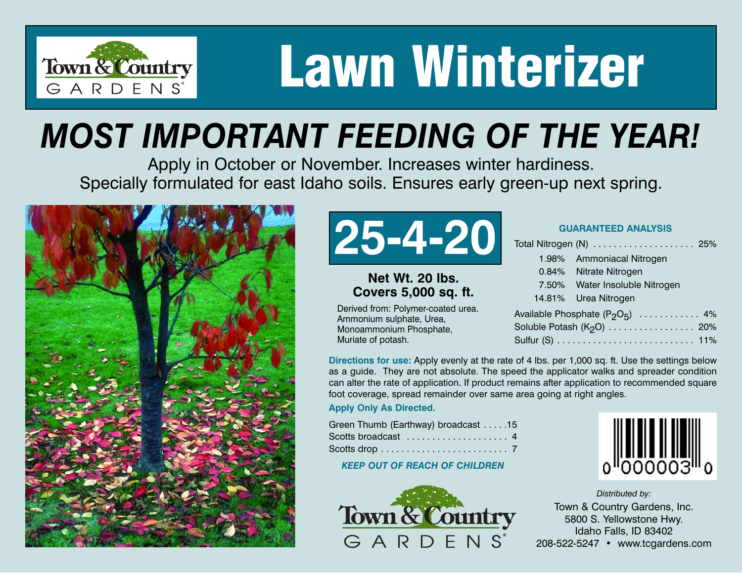Town & Country GARDENS

# Lawn Winterizer

## *MOST IMPORTANT FEEDING OF THE YEAR!*

Apply in October or November. Increases winter hardiness.
Specially formulated for east Idaho soils. Ensures early green-up next spring.

# 25-4-20

**Net Wt. 20 lbs.**
**Covers 5,000 sq. ft.**

Derived from: Polymer-coated urea. Ammonium sulphate, Urea, Monoammonium Phosphate, Muriate of potash.

### GUARANTEED ANALYSIS

| | |
|---|---|
| Total Nitrogen (N) | 25% |
| 1.98% Ammoniacal Nitrogen | |
| 0.84% Nitrate Nitrogen | |
| 7.50% Water Insoluble Nitrogen | |
| 14.81% Urea Nitrogen | |
| Available Phosphate ($P_2O_5$) | 4% |
| Soluble Potash ($K_2O$) | 20% |
| Sulfur (S) | 11% |

**Directions for use:** Apply evenly at the rate of 4 lbs. per 1,000 sq. ft. Use the settings below as a guide. They are not absolute. The speed the applicator walks and spreader condition can alter the rate of application. If product remains after application to recommended square foot coverage, spread remainder over same area going at right angles.

**Apply Only As Directed.**

| | |
|---|---|
| Green Thumb (Earthway) broadcast | 15 |
| Scotts broadcast | 4 |
| Scotts drop | 7 |

***KEEP OUT OF REACH OF CHILDREN***

0 000003 0

Town & Country GARDENS

*Distributed by:*
Town & Country Gardens, Inc.
5800 S. Yellowstone Hwy.
Idaho Falls, ID 83402
208-522-5247 • www.tcgardens.com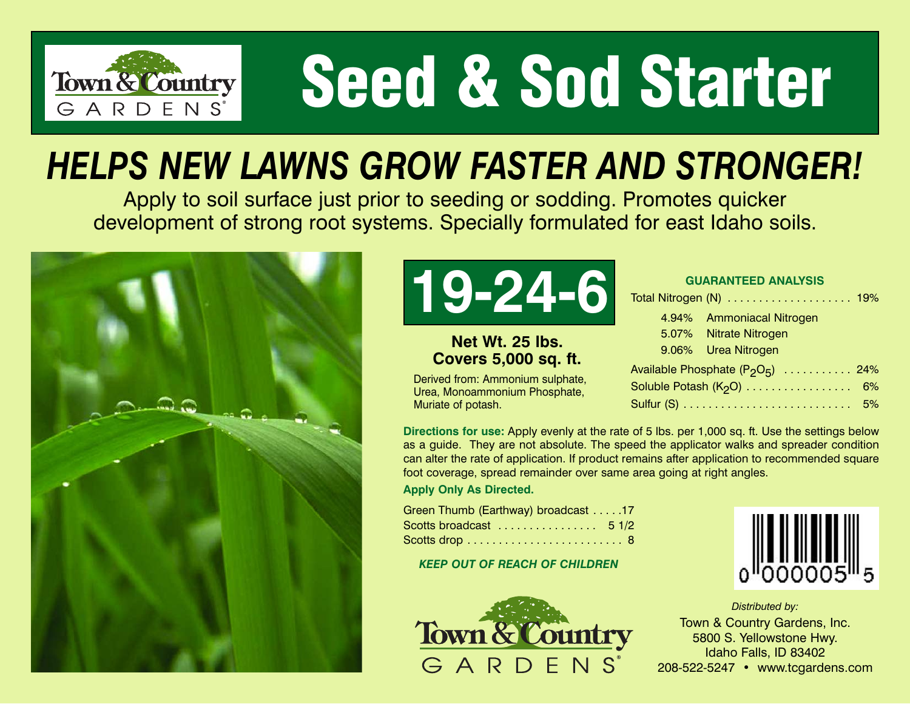Town & Country GARDENS

# Seed & Sod Starter

## HELPS NEW LAWNS GROW FASTER AND STRONGER!

Apply to soil surface just prior to seeding or sodding. Promotes quicker development of strong root systems. Specially formulated for east Idaho soils.

# 19-24-6

**Net Wt. 25 lbs.**
**Covers 5,000 sq. ft.**

Derived from: Ammonium sulphate, Urea, Monoammonium Phosphate, Muriate of potash.

**GUARANTEED ANALYSIS**

| | |
|---|---|
| Total Nitrogen (N) | 19% |
| 4.94% Ammoniacal Nitrogen | |
| 5.07% Nitrate Nitrogen | |
| 9.06% Urea Nitrogen | |
| Available Phosphate ($P_2O_5$) | 24% |
| Soluble Potash ($K_2O$) | 6% |
| Sulfur (S) | 5% |

**Directions for use:** Apply evenly at the rate of 5 lbs. per 1,000 sq. ft. Use the settings below as a guide. They are not absolute. The speed the applicator walks and spreader condition can alter the rate of application. If product remains after application to recommended square foot coverage, spread remainder over same area going at right angles.

**Apply Only As Directed.**

| | |
|---|---|
| Green Thumb (Earthway) broadcast | 17 |
| Scotts broadcast | 5 1/2 |
| Scotts drop | 8 |

***KEEP OUT OF REACH OF CHILDREN***

0 000005 5

Town & Country GARDENS

*Distributed by:*
Town & Country Gardens, Inc.
5800 S. Yellowstone Hwy.
Idaho Falls, ID 83402
208-522-5247 • www.tcgardens.com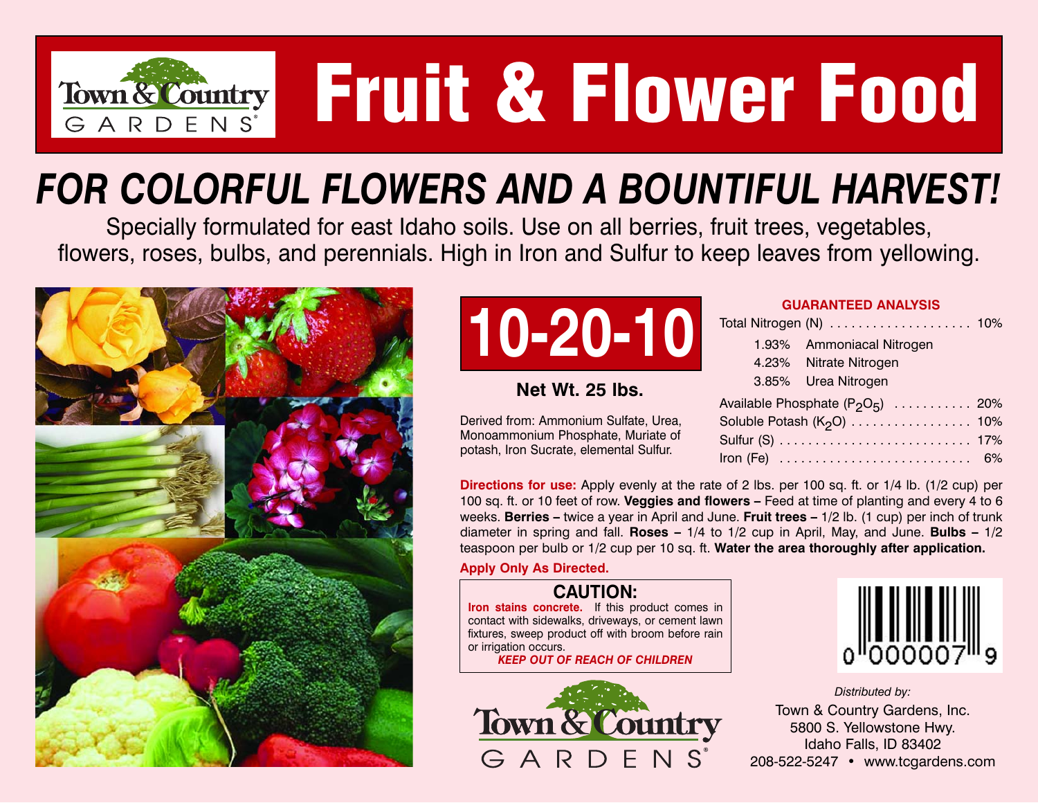Town & Country GARDENS

# Fruit & Flower Food

## FOR COLORFUL FLOWERS AND A BOUNTIFUL HARVEST!

Specially formulated for east Idaho soils. Use on all berries, fruit trees, vegetables, flowers, roses, bulbs, and perennials. High in Iron and Sulfur to keep leaves from yellowing.

# 10-20-10

**Net Wt. 25 lbs.**

Derived from: Ammonium Sulfate, Urea, Monoammonium Phosphate, Muriate of potash, Iron Sucrate, elemental Sulfur.

**GUARANTEED ANALYSIS**

| | |
|---|---|
| Total Nitrogen (N) | 10% |
| 1.93% Ammoniacal Nitrogen | |
| 4.23% Nitrate Nitrogen | |
| 3.85% Urea Nitrogen | |
| Available Phosphate ($P_2O_5$) | 20% |
| Soluble Potash ($K_2O$) | 10% |
| Sulfur (S) | 17% |
| Iron (Fe) | 6% |

**Directions for use:** Apply evenly at the rate of 2 lbs. per 100 sq. ft. or 1/4 lb. (1/2 cup) per 100 sq. ft. or 10 feet of row. **Veggies and flowers –** Feed at time of planting and every 4 to 6 weeks. **Berries –** twice a year in April and June. **Fruit trees –** 1/2 lb. (1 cup) per inch of trunk diameter in spring and fall. **Roses –** 1/4 to 1/2 cup in April, May, and June. **Bulbs –** 1/2 teaspoon per bulb or 1/2 cup per 10 sq. ft. **Water the area thoroughly after application.**

**Apply Only As Directed.**

**CAUTION:**
**Iron stains concrete.** If this product comes in contact with sidewalks, driveways, or cement lawn fixtures, sweep product off with broom before rain or irrigation occurs.
***KEEP OUT OF REACH OF CHILDREN***

0 000007 9

Town & Country GARDENS

*Distributed by:*
Town & Country Gardens, Inc.
5800 S. Yellowstone Hwy.
Idaho Falls, ID 83402
208-522-5247 • www.tcgardens.com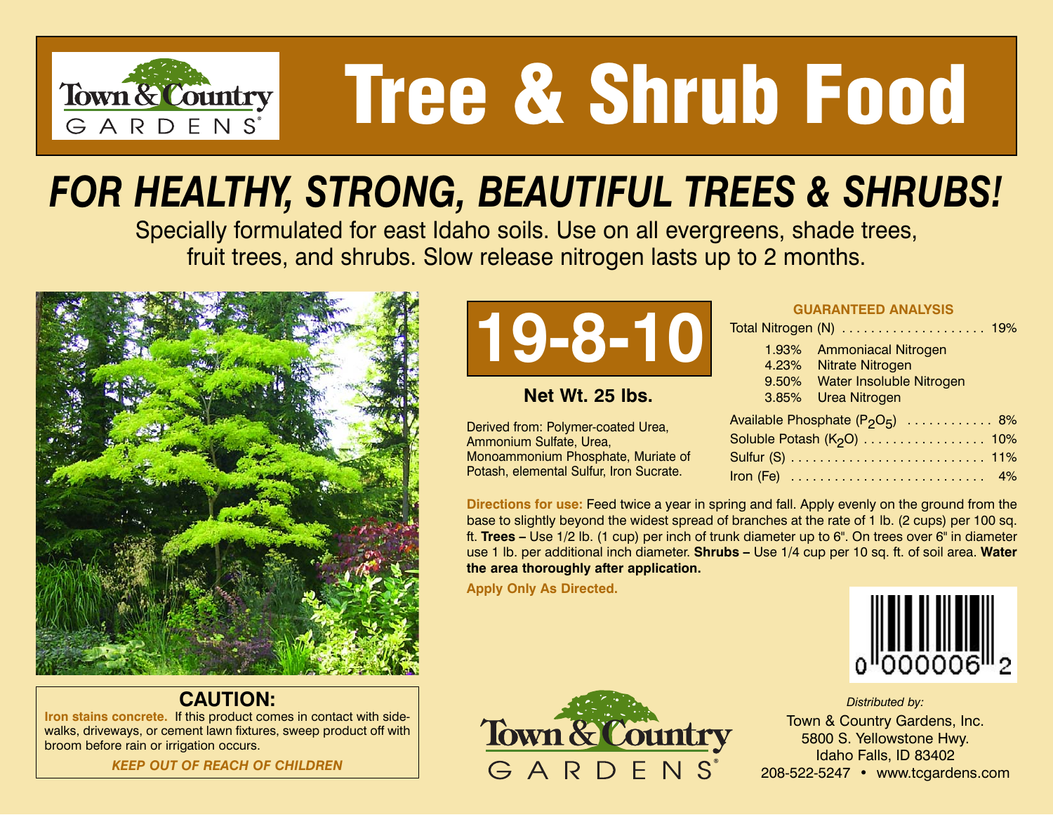Town & Country GARDENS

# Tree & Shrub Food

## *FOR HEALTHY, STRONG, BEAUTIFUL TREES & SHRUBS!*

Specially formulated for east Idaho soils. Use on all evergreens, shade trees, fruit trees, and shrubs. Slow release nitrogen lasts up to 2 months.

# 19-8-10

**Net Wt. 25 lbs.**

Derived from: Polymer-coated Urea, Ammonium Sulfate, Urea, Monoammonium Phosphate, Muriate of Potash, elemental Sulfur, Iron Sucrate.

**GUARANTEED ANALYSIS**

| | |
|---|---|
| Total Nitrogen (N) | 19% |
| 1.93% Ammoniacal Nitrogen | |
| 4.23% Nitrate Nitrogen | |
| 9.50% Water Insoluble Nitrogen | |
| 3.85% Urea Nitrogen | |
| Available Phosphate ($P_2O_5$) | 8% |
| Soluble Potash ($K_2O$) | 10% |
| Sulfur (S) | 11% |
| Iron (Fe) | 4% |

**Directions for use:** Feed twice a year in spring and fall. Apply evenly on the ground from the base to slightly beyond the widest spread of branches at the rate of 1 lb. (2 cups) per 100 sq. ft. **Trees –** Use 1/2 lb. (1 cup) per inch of trunk diameter up to 6". On trees over 6" in diameter use 1 lb. per additional inch diameter. **Shrubs –** Use 1/4 cup per 10 sq. ft. of soil area. **Water the area thoroughly after application.**

**Apply Only As Directed.**

0 000006 2

**CAUTION:**

**Iron stains concrete.** If this product comes in contact with sidewalks, driveways, or cement lawn fixtures, sweep product off with broom before rain or irrigation occurs.

***KEEP OUT OF REACH OF CHILDREN***

Town & Country GARDENS

*Distributed by:*

Town & Country Gardens, Inc.
5800 S. Yellowstone Hwy.
Idaho Falls, ID 83402
208-522-5247 • www.tcgardens.com